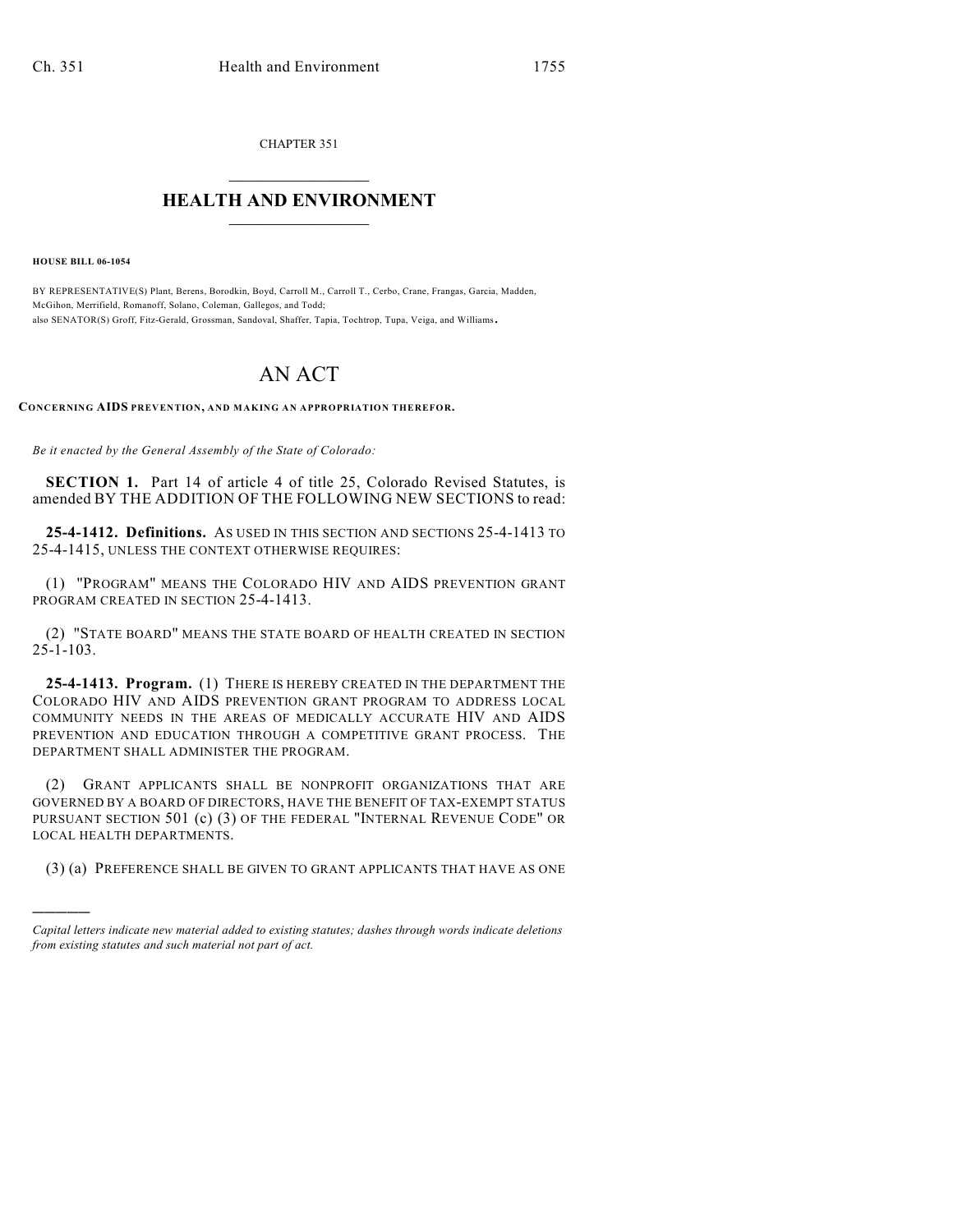CHAPTER 351

# HEALTH AND ENVIRONMENT

**HOUSE BILL 06-1054**

BY REPRESENTATIVE(S) Plant, Berens, Borodkin, Boyd, Carroll M., Carroll T., Cerbo, Crane, Frangas, Garcia, Madden, McGihon, Merrifield, Romanoff, Solano, Coleman, Gallegos, and Todd;
also SENATOR(S) Groff, Fitz-Gerald, Grossman, Sandoval, Shaffer, Tapia, Tochtrop, Tupa, Veiga, and Williams.

# AN ACT

**CONCERNING AIDS PREVENTION, AND MAKING AN APPROPRIATION THEREFOR.**

*Be it enacted by the General Assembly of the State of Colorado:*

**SECTION 1.** Part 14 of article 4 of title 25, Colorado Revised Statutes, is amended BY THE ADDITION OF THE FOLLOWING NEW SECTIONS to read:

**25-4-1412. Definitions.** AS USED IN THIS SECTION AND SECTIONS 25-4-1413 TO 25-4-1415, UNLESS THE CONTEXT OTHERWISE REQUIRES:

(1) "PROGRAM" MEANS THE COLORADO HIV AND AIDS PREVENTION GRANT PROGRAM CREATED IN SECTION 25-4-1413.

(2) "STATE BOARD" MEANS THE STATE BOARD OF HEALTH CREATED IN SECTION 25-1-103.

**25-4-1413. Program.** (1) THERE IS HEREBY CREATED IN THE DEPARTMENT THE COLORADO HIV AND AIDS PREVENTION GRANT PROGRAM TO ADDRESS LOCAL COMMUNITY NEEDS IN THE AREAS OF MEDICALLY ACCURATE HIV AND AIDS PREVENTION AND EDUCATION THROUGH A COMPETITIVE GRANT PROCESS. THE DEPARTMENT SHALL ADMINISTER THE PROGRAM.

(2) GRANT APPLICANTS SHALL BE NONPROFIT ORGANIZATIONS THAT ARE GOVERNED BY A BOARD OF DIRECTORS, HAVE THE BENEFIT OF TAX-EXEMPT STATUS PURSUANT SECTION 501 (c) (3) OF THE FEDERAL "INTERNAL REVENUE CODE" OR LOCAL HEALTH DEPARTMENTS.

(3) (a) PREFERENCE SHALL BE GIVEN TO GRANT APPLICANTS THAT HAVE AS ONE

---

*Capital letters indicate new material added to existing statutes; dashes through words indicate deletions from existing statutes and such material not part of act.*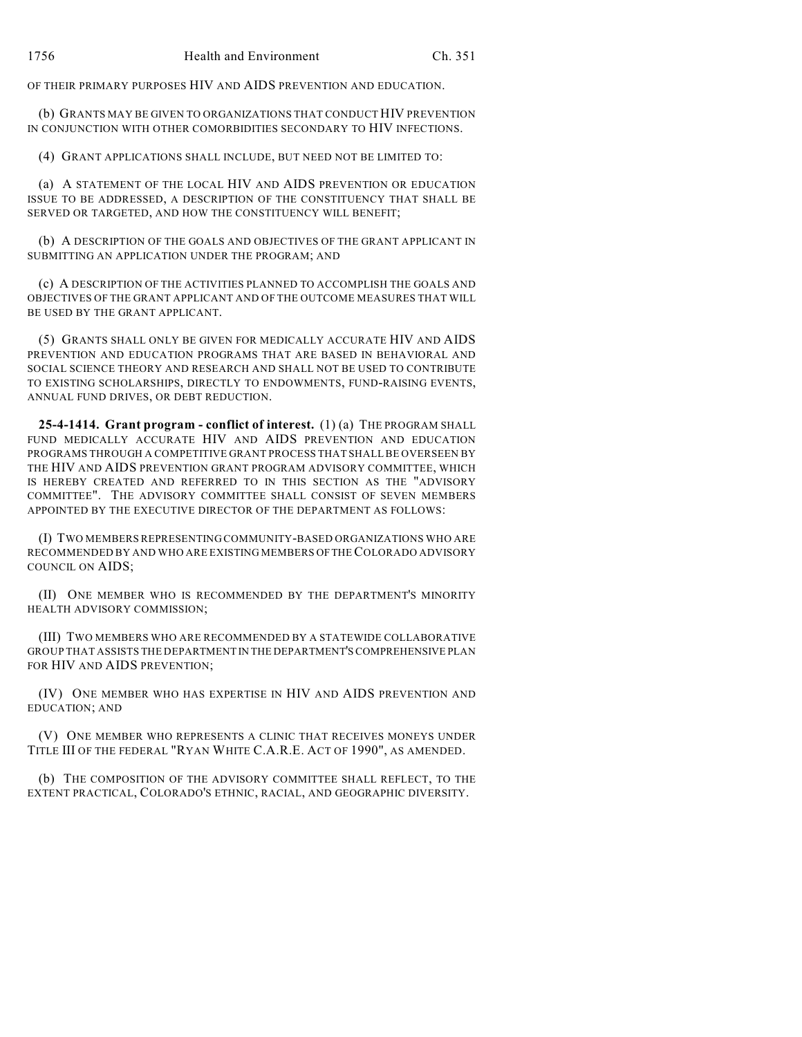OF THEIR PRIMARY PURPOSES HIV AND AIDS PREVENTION AND EDUCATION.

(b) GRANTS MAY BE GIVEN TO ORGANIZATIONS THAT CONDUCT HIV PREVENTION IN CONJUNCTION WITH OTHER COMORBIDITIES SECONDARY TO HIV INFECTIONS.

(4) GRANT APPLICATIONS SHALL INCLUDE, BUT NEED NOT BE LIMITED TO:

(a) A STATEMENT OF THE LOCAL HIV AND AIDS PREVENTION OR EDUCATION ISSUE TO BE ADDRESSED, A DESCRIPTION OF THE CONSTITUENCY THAT SHALL BE SERVED OR TARGETED, AND HOW THE CONSTITUENCY WILL BENEFIT;

(b) A DESCRIPTION OF THE GOALS AND OBJECTIVES OF THE GRANT APPLICANT IN SUBMITTING AN APPLICATION UNDER THE PROGRAM; AND

(c) A DESCRIPTION OF THE ACTIVITIES PLANNED TO ACCOMPLISH THE GOALS AND OBJECTIVES OF THE GRANT APPLICANT AND OF THE OUTCOME MEASURES THAT WILL BE USED BY THE GRANT APPLICANT.

(5) GRANTS SHALL ONLY BE GIVEN FOR MEDICALLY ACCURATE HIV AND AIDS PREVENTION AND EDUCATION PROGRAMS THAT ARE BASED IN BEHAVIORAL AND SOCIAL SCIENCE THEORY AND RESEARCH AND SHALL NOT BE USED TO CONTRIBUTE TO EXISTING SCHOLARSHIPS, DIRECTLY TO ENDOWMENTS, FUND-RAISING EVENTS, ANNUAL FUND DRIVES, OR DEBT REDUCTION.

**25-4-1414. Grant program - conflict of interest.** (1) (a) THE PROGRAM SHALL FUND MEDICALLY ACCURATE HIV AND AIDS PREVENTION AND EDUCATION PROGRAMS THROUGH A COMPETITIVE GRANT PROCESS THAT SHALL BE OVERSEEN BY THE HIV AND AIDS PREVENTION GRANT PROGRAM ADVISORY COMMITTEE, WHICH IS HEREBY CREATED AND REFERRED TO IN THIS SECTION AS THE "ADVISORY COMMITTEE". THE ADVISORY COMMITTEE SHALL CONSIST OF SEVEN MEMBERS APPOINTED BY THE EXECUTIVE DIRECTOR OF THE DEPARTMENT AS FOLLOWS:

(I) TWO MEMBERS REPRESENTING COMMUNITY-BASED ORGANIZATIONS WHO ARE RECOMMENDED BY AND WHO ARE EXISTING MEMBERS OF THE COLORADO ADVISORY COUNCIL ON AIDS;

(II) ONE MEMBER WHO IS RECOMMENDED BY THE DEPARTMENT'S MINORITY HEALTH ADVISORY COMMISSION;

(III) TWO MEMBERS WHO ARE RECOMMENDED BY A STATEWIDE COLLABORATIVE GROUP THAT ASSISTS THE DEPARTMENT IN THE DEPARTMENT'S COMPREHENSIVE PLAN FOR HIV AND AIDS PREVENTION;

(IV) ONE MEMBER WHO HAS EXPERTISE IN HIV AND AIDS PREVENTION AND EDUCATION; AND

(V) ONE MEMBER WHO REPRESENTS A CLINIC THAT RECEIVES MONEYS UNDER TITLE III OF THE FEDERAL "RYAN WHITE C.A.R.E. ACT OF 1990", AS AMENDED.

(b) THE COMPOSITION OF THE ADVISORY COMMITTEE SHALL REFLECT, TO THE EXTENT PRACTICAL, COLORADO'S ETHNIC, RACIAL, AND GEOGRAPHIC DIVERSITY.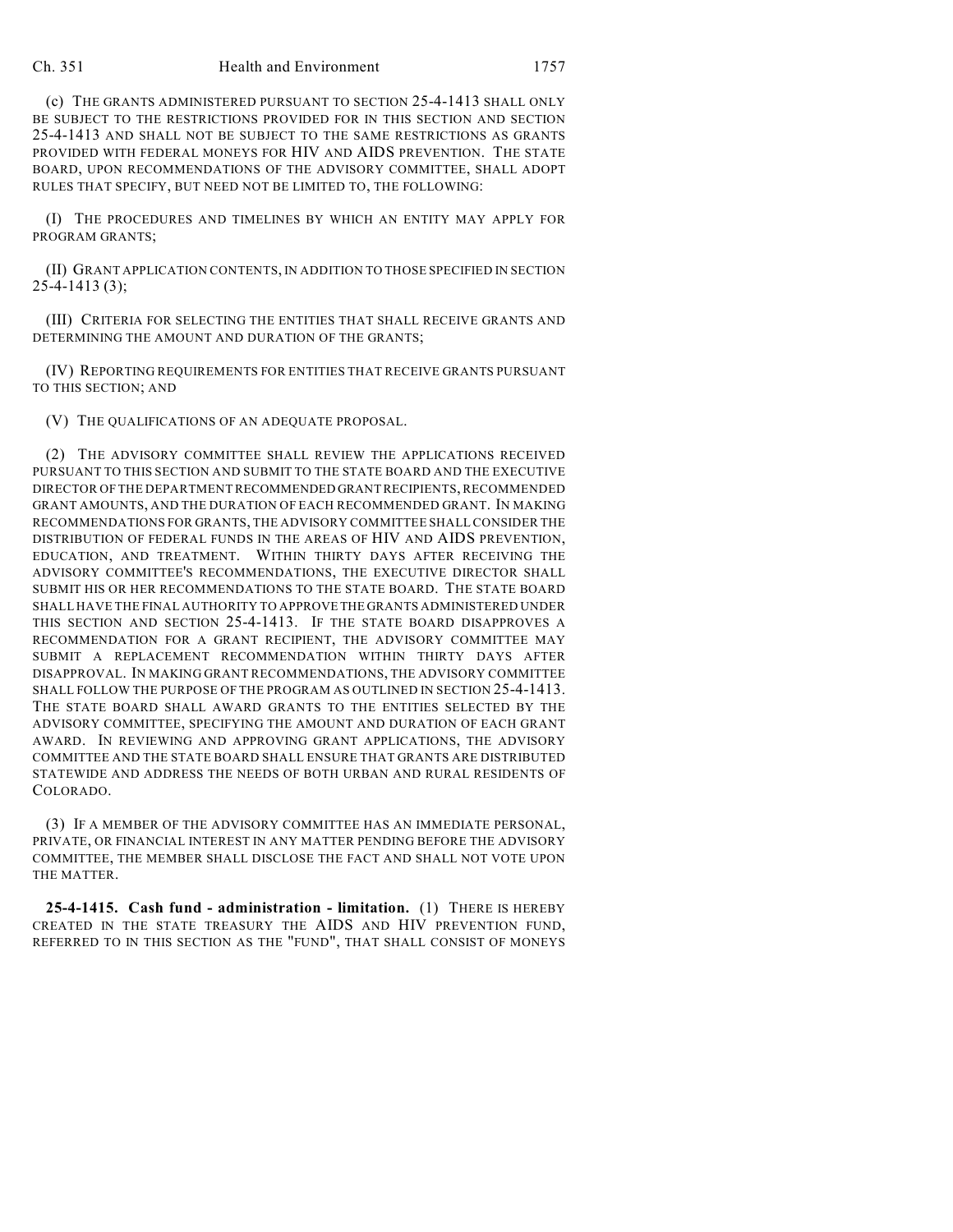(c) THE GRANTS ADMINISTERED PURSUANT TO SECTION 25-4-1413 SHALL ONLY BE SUBJECT TO THE RESTRICTIONS PROVIDED FOR IN THIS SECTION AND SECTION 25-4-1413 AND SHALL NOT BE SUBJECT TO THE SAME RESTRICTIONS AS GRANTS PROVIDED WITH FEDERAL MONEYS FOR HIV AND AIDS PREVENTION. THE STATE BOARD, UPON RECOMMENDATIONS OF THE ADVISORY COMMITTEE, SHALL ADOPT RULES THAT SPECIFY, BUT NEED NOT BE LIMITED TO, THE FOLLOWING:

(I) THE PROCEDURES AND TIMELINES BY WHICH AN ENTITY MAY APPLY FOR PROGRAM GRANTS;

(II) GRANT APPLICATION CONTENTS, IN ADDITION TO THOSE SPECIFIED IN SECTION 25-4-1413 (3);

(III) CRITERIA FOR SELECTING THE ENTITIES THAT SHALL RECEIVE GRANTS AND DETERMINING THE AMOUNT AND DURATION OF THE GRANTS;

(IV) REPORTING REQUIREMENTS FOR ENTITIES THAT RECEIVE GRANTS PURSUANT TO THIS SECTION; AND

(V) THE QUALIFICATIONS OF AN ADEQUATE PROPOSAL.

(2) THE ADVISORY COMMITTEE SHALL REVIEW THE APPLICATIONS RECEIVED PURSUANT TO THIS SECTION AND SUBMIT TO THE STATE BOARD AND THE EXECUTIVE DIRECTOR OF THE DEPARTMENT RECOMMENDED GRANT RECIPIENTS, RECOMMENDED GRANT AMOUNTS, AND THE DURATION OF EACH RECOMMENDED GRANT. IN MAKING RECOMMENDATIONS FOR GRANTS, THE ADVISORY COMMITTEE SHALL CONSIDER THE DISTRIBUTION OF FEDERAL FUNDS IN THE AREAS OF HIV AND AIDS PREVENTION, EDUCATION, AND TREATMENT. WITHIN THIRTY DAYS AFTER RECEIVING THE ADVISORY COMMITTEE'S RECOMMENDATIONS, THE EXECUTIVE DIRECTOR SHALL SUBMIT HIS OR HER RECOMMENDATIONS TO THE STATE BOARD. THE STATE BOARD SHALL HAVE THE FINAL AUTHORITY TO APPROVE THE GRANTS ADMINISTERED UNDER THIS SECTION AND SECTION 25-4-1413. IF THE STATE BOARD DISAPPROVES A RECOMMENDATION FOR A GRANT RECIPIENT, THE ADVISORY COMMITTEE MAY SUBMIT A REPLACEMENT RECOMMENDATION WITHIN THIRTY DAYS AFTER DISAPPROVAL. IN MAKING GRANT RECOMMENDATIONS, THE ADVISORY COMMITTEE SHALL FOLLOW THE PURPOSE OF THE PROGRAM AS OUTLINED IN SECTION 25-4-1413. THE STATE BOARD SHALL AWARD GRANTS TO THE ENTITIES SELECTED BY THE ADVISORY COMMITTEE, SPECIFYING THE AMOUNT AND DURATION OF EACH GRANT AWARD. IN REVIEWING AND APPROVING GRANT APPLICATIONS, THE ADVISORY COMMITTEE AND THE STATE BOARD SHALL ENSURE THAT GRANTS ARE DISTRIBUTED STATEWIDE AND ADDRESS THE NEEDS OF BOTH URBAN AND RURAL RESIDENTS OF COLORADO.

(3) IF A MEMBER OF THE ADVISORY COMMITTEE HAS AN IMMEDIATE PERSONAL, PRIVATE, OR FINANCIAL INTEREST IN ANY MATTER PENDING BEFORE THE ADVISORY COMMITTEE, THE MEMBER SHALL DISCLOSE THE FACT AND SHALL NOT VOTE UPON THE MATTER.

**25-4-1415. Cash fund - administration - limitation.** (1) THERE IS HEREBY CREATED IN THE STATE TREASURY THE AIDS AND HIV PREVENTION FUND, REFERRED TO IN THIS SECTION AS THE "FUND", THAT SHALL CONSIST OF MONEYS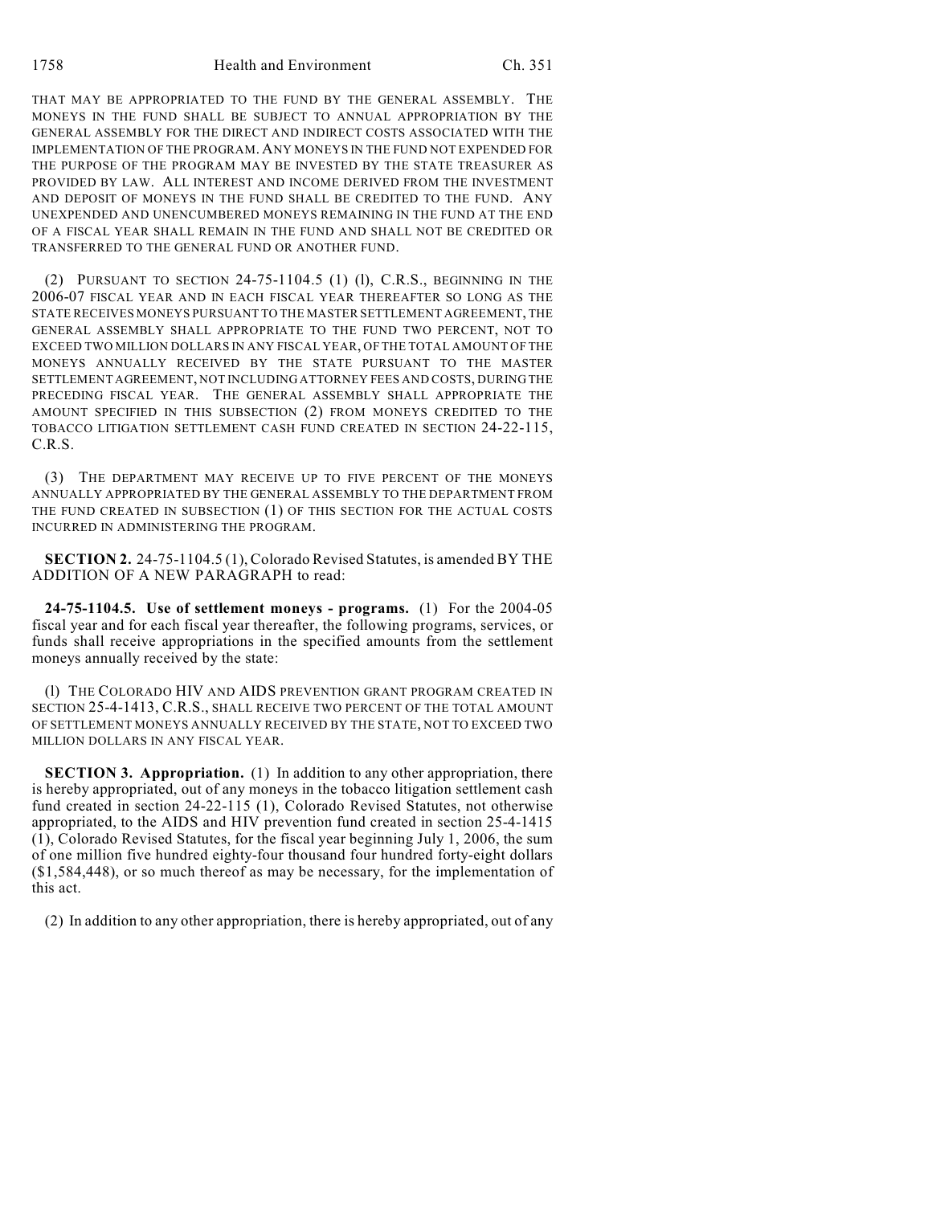THAT MAY BE APPROPRIATED TO THE FUND BY THE GENERAL ASSEMBLY. THE MONEYS IN THE FUND SHALL BE SUBJECT TO ANNUAL APPROPRIATION BY THE GENERAL ASSEMBLY FOR THE DIRECT AND INDIRECT COSTS ASSOCIATED WITH THE IMPLEMENTATION OF THE PROGRAM. ANY MONEYS IN THE FUND NOT EXPENDED FOR THE PURPOSE OF THE PROGRAM MAY BE INVESTED BY THE STATE TREASURER AS PROVIDED BY LAW. ALL INTEREST AND INCOME DERIVED FROM THE INVESTMENT AND DEPOSIT OF MONEYS IN THE FUND SHALL BE CREDITED TO THE FUND. ANY UNEXPENDED AND UNENCUMBERED MONEYS REMAINING IN THE FUND AT THE END OF A FISCAL YEAR SHALL REMAIN IN THE FUND AND SHALL NOT BE CREDITED OR TRANSFERRED TO THE GENERAL FUND OR ANOTHER FUND.

(2) PURSUANT TO SECTION 24-75-1104.5 (1) (l), C.R.S., BEGINNING IN THE 2006-07 FISCAL YEAR AND IN EACH FISCAL YEAR THEREAFTER SO LONG AS THE STATE RECEIVES MONEYS PURSUANT TO THE MASTER SETTLEMENT AGREEMENT, THE GENERAL ASSEMBLY SHALL APPROPRIATE TO THE FUND TWO PERCENT, NOT TO EXCEED TWO MILLION DOLLARS IN ANY FISCAL YEAR, OF THE TOTAL AMOUNT OF THE MONEYS ANNUALLY RECEIVED BY THE STATE PURSUANT TO THE MASTER SETTLEMENT AGREEMENT, NOT INCLUDING ATTORNEY FEES AND COSTS, DURING THE PRECEDING FISCAL YEAR. THE GENERAL ASSEMBLY SHALL APPROPRIATE THE AMOUNT SPECIFIED IN THIS SUBSECTION (2) FROM MONEYS CREDITED TO THE TOBACCO LITIGATION SETTLEMENT CASH FUND CREATED IN SECTION 24-22-115, C.R.S.

(3) THE DEPARTMENT MAY RECEIVE UP TO FIVE PERCENT OF THE MONEYS ANNUALLY APPROPRIATED BY THE GENERAL ASSEMBLY TO THE DEPARTMENT FROM THE FUND CREATED IN SUBSECTION (1) OF THIS SECTION FOR THE ACTUAL COSTS INCURRED IN ADMINISTERING THE PROGRAM.

**SECTION 2.** 24-75-1104.5 (1), Colorado Revised Statutes, is amended BY THE ADDITION OF A NEW PARAGRAPH to read:

**24-75-1104.5. Use of settlement moneys - programs.** (1) For the 2004-05 fiscal year and for each fiscal year thereafter, the following programs, services, or funds shall receive appropriations in the specified amounts from the settlement moneys annually received by the state:

(l) THE COLORADO HIV AND AIDS PREVENTION GRANT PROGRAM CREATED IN SECTION 25-4-1413, C.R.S., SHALL RECEIVE TWO PERCENT OF THE TOTAL AMOUNT OF SETTLEMENT MONEYS ANNUALLY RECEIVED BY THE STATE, NOT TO EXCEED TWO MILLION DOLLARS IN ANY FISCAL YEAR.

**SECTION 3. Appropriation.** (1) In addition to any other appropriation, there is hereby appropriated, out of any moneys in the tobacco litigation settlement cash fund created in section 24-22-115 (1), Colorado Revised Statutes, not otherwise appropriated, to the AIDS and HIV prevention fund created in section 25-4-1415 (1), Colorado Revised Statutes, for the fiscal year beginning July 1, 2006, the sum of one million five hundred eighty-four thousand four hundred forty-eight dollars ($1,584,448), or so much thereof as may be necessary, for the implementation of this act.

(2) In addition to any other appropriation, there is hereby appropriated, out of any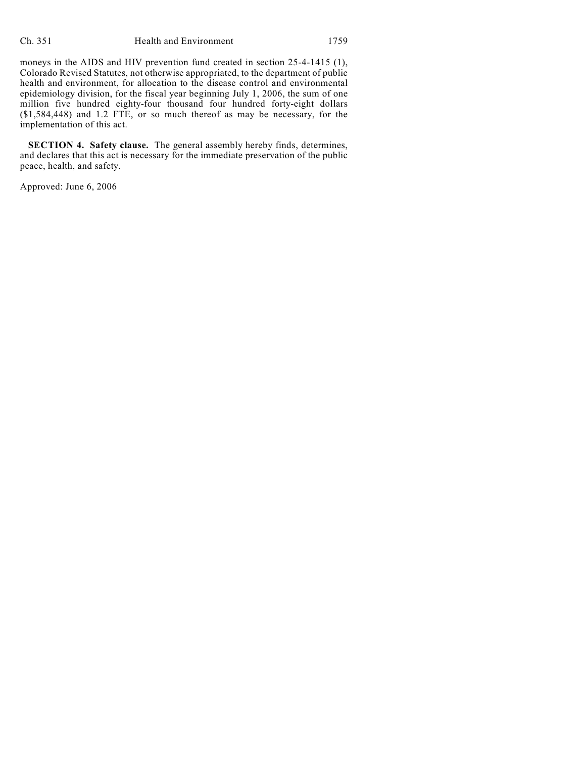moneys in the AIDS and HIV prevention fund created in section 25-4-1415 (1), Colorado Revised Statutes, not otherwise appropriated, to the department of public health and environment, for allocation to the disease control and environmental epidemiology division, for the fiscal year beginning July 1, 2006, the sum of one million five hundred eighty-four thousand four hundred forty-eight dollars ($1,584,448) and 1.2 FTE, or so much thereof as may be necessary, for the implementation of this act.

**SECTION 4. Safety clause.** The general assembly hereby finds, determines, and declares that this act is necessary for the immediate preservation of the public peace, health, and safety.

Approved: June 6, 2006